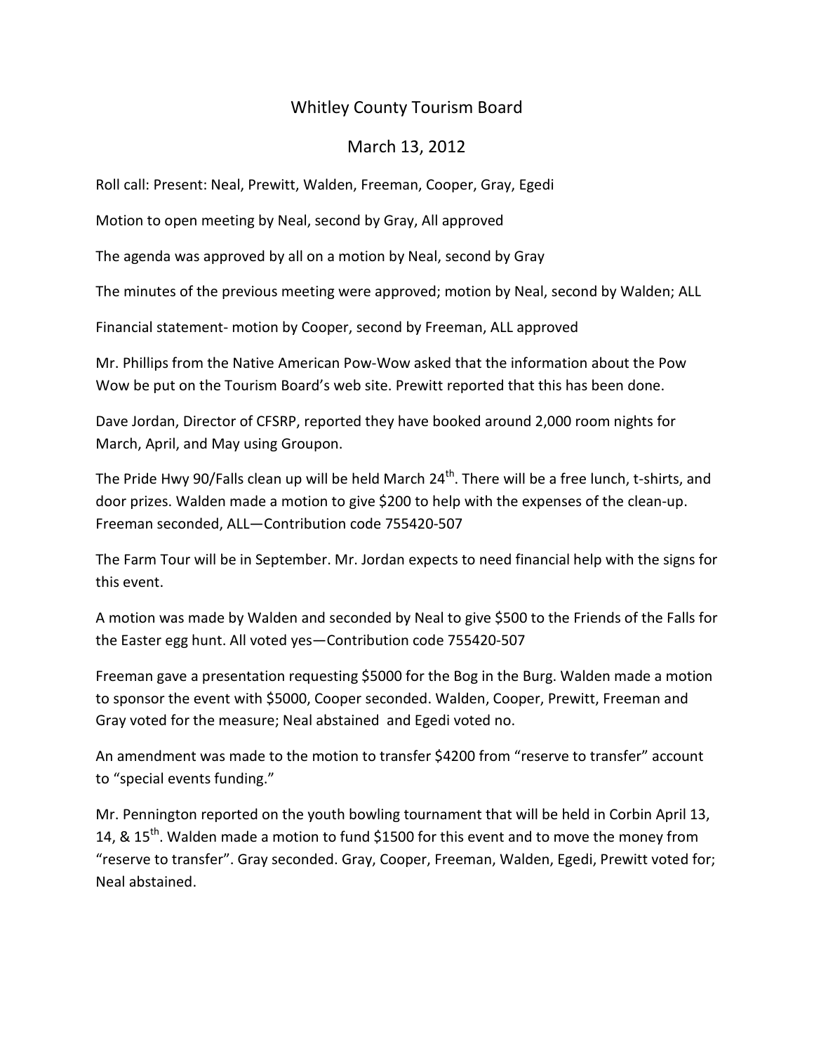# Whitley County Tourism Board

## March 13, 2012

Roll call: Present: Neal, Prewitt, Walden, Freeman, Cooper, Gray, Egedi

Motion to open meeting by Neal, second by Gray, All approved

The agenda was approved by all on a motion by Neal, second by Gray

The minutes of the previous meeting were approved; motion by Neal, second by Walden; ALL

Financial statement- motion by Cooper, second by Freeman, ALL approved

Mr. Phillips from the Native American Pow-Wow asked that the information about the Pow Wow be put on the Tourism Board's web site. Prewitt reported that this has been done.

Dave Jordan, Director of CFSRP, reported they have booked around 2,000 room nights for March, April, and May using Groupon.

The Pride Hwy 90/Falls clean up will be held March 24th. There will be a free lunch, t-shirts, and door prizes. Walden made a motion to give $200 to help with the expenses of the clean-up. Freeman seconded, ALL—Contribution code 755420-507

The Farm Tour will be in September. Mr. Jordan expects to need financial help with the signs for this event.

A motion was made by Walden and seconded by Neal to give $500 to the Friends of the Falls for the Easter egg hunt. All voted yes—Contribution code 755420-507

Freeman gave a presentation requesting $5000 for the Bog in the Burg. Walden made a motion to sponsor the event with $5000, Cooper seconded. Walden, Cooper, Prewitt, Freeman and Gray voted for the measure; Neal abstained and Egedi voted no.

An amendment was made to the motion to transfer $4200 from "reserve to transfer" account to "special events funding."

Mr. Pennington reported on the youth bowling tournament that will be held in Corbin April 13, 14, & 15th. Walden made a motion to fund $1500 for this event and to move the money from "reserve to transfer". Gray seconded. Gray, Cooper, Freeman, Walden, Egedi, Prewitt voted for; Neal abstained.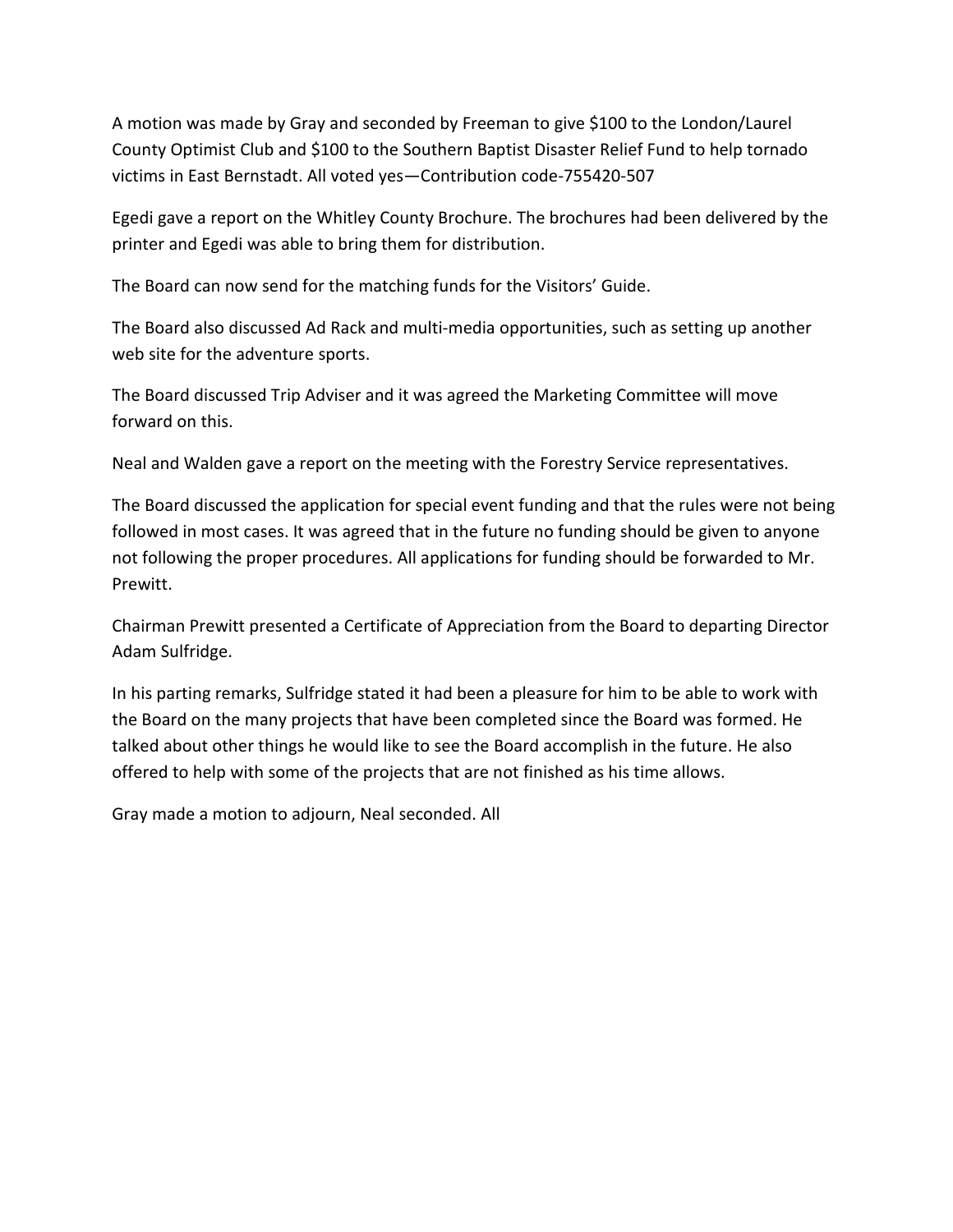A motion was made by Gray and seconded by Freeman to give $100 to the London/Laurel County Optimist Club and $100 to the Southern Baptist Disaster Relief Fund to help tornado victims in East Bernstadt. All voted yes—Contribution code-755420-507

Egedi gave a report on the Whitley County Brochure. The brochures had been delivered by the printer and Egedi was able to bring them for distribution.

The Board can now send for the matching funds for the Visitors' Guide.

The Board also discussed Ad Rack and multi-media opportunities, such as setting up another web site for the adventure sports.

The Board discussed Trip Adviser and it was agreed the Marketing Committee will move forward on this.

Neal and Walden gave a report on the meeting with the Forestry Service representatives.

The Board discussed the application for special event funding and that the rules were not being followed in most cases. It was agreed that in the future no funding should be given to anyone not following the proper procedures. All applications for funding should be forwarded to Mr. Prewitt.

Chairman Prewitt presented a Certificate of Appreciation from the Board to departing Director Adam Sulfridge.

In his parting remarks, Sulfridge stated it had been a pleasure for him to be able to work with the Board on the many projects that have been completed since the Board was formed. He talked about other things he would like to see the Board accomplish in the future. He also offered to help with some of the projects that are not finished as his time allows.

Gray made a motion to adjourn, Neal seconded. All